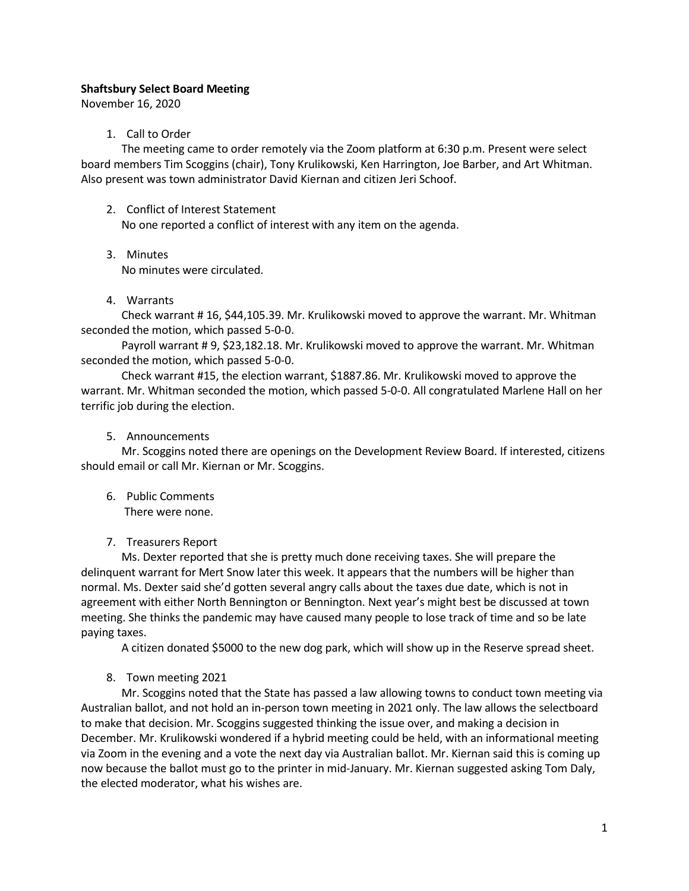**Shaftsbury Select Board Meeting**

November 16, 2020

1. Call to Order

   The meeting came to order remotely via the Zoom platform at 6:30 p.m. Present were select board members Tim Scoggins (chair), Tony Krulikowski, Ken Harrington, Joe Barber, and Art Whitman. Also present was town administrator David Kiernan and citizen Jeri Schoof.

2. Conflict of Interest Statement

   No one reported a conflict of interest with any item on the agenda.

3. Minutes

   No minutes were circulated.

4. Warrants

   Check warrant # 16, $44,105.39. Mr. Krulikowski moved to approve the warrant. Mr. Whitman seconded the motion, which passed 5-0-0.

   Payroll warrant # 9, $23,182.18. Mr. Krulikowski moved to approve the warrant. Mr. Whitman seconded the motion, which passed 5-0-0.

   Check warrant #15, the election warrant, $1887.86. Mr. Krulikowski moved to approve the warrant. Mr. Whitman seconded the motion, which passed 5-0-0. All congratulated Marlene Hall on her terrific job during the election.

5. Announcements

   Mr. Scoggins noted there are openings on the Development Review Board. If interested, citizens should email or call Mr. Kiernan or Mr. Scoggins.

6. Public Comments

   There were none.

7. Treasurers Report

   Ms. Dexter reported that she is pretty much done receiving taxes. She will prepare the delinquent warrant for Mert Snow later this week. It appears that the numbers will be higher than normal. Ms. Dexter said she'd gotten several angry calls about the taxes due date, which is not in agreement with either North Bennington or Bennington. Next year's might best be discussed at town meeting. She thinks the pandemic may have caused many people to lose track of time and so be late paying taxes.

   A citizen donated $5000 to the new dog park, which will show up in the Reserve spread sheet.

8. Town meeting 2021

   Mr. Scoggins noted that the State has passed a law allowing towns to conduct town meeting via Australian ballot, and not hold an in-person town meeting in 2021 only. The law allows the selectboard to make that decision. Mr. Scoggins suggested thinking the issue over, and making a decision in December. Mr. Krulikowski wondered if a hybrid meeting could be held, with an informational meeting via Zoom in the evening and a vote the next day via Australian ballot. Mr. Kiernan said this is coming up now because the ballot must go to the printer in mid-January. Mr. Kiernan suggested asking Tom Daly, the elected moderator, what his wishes are.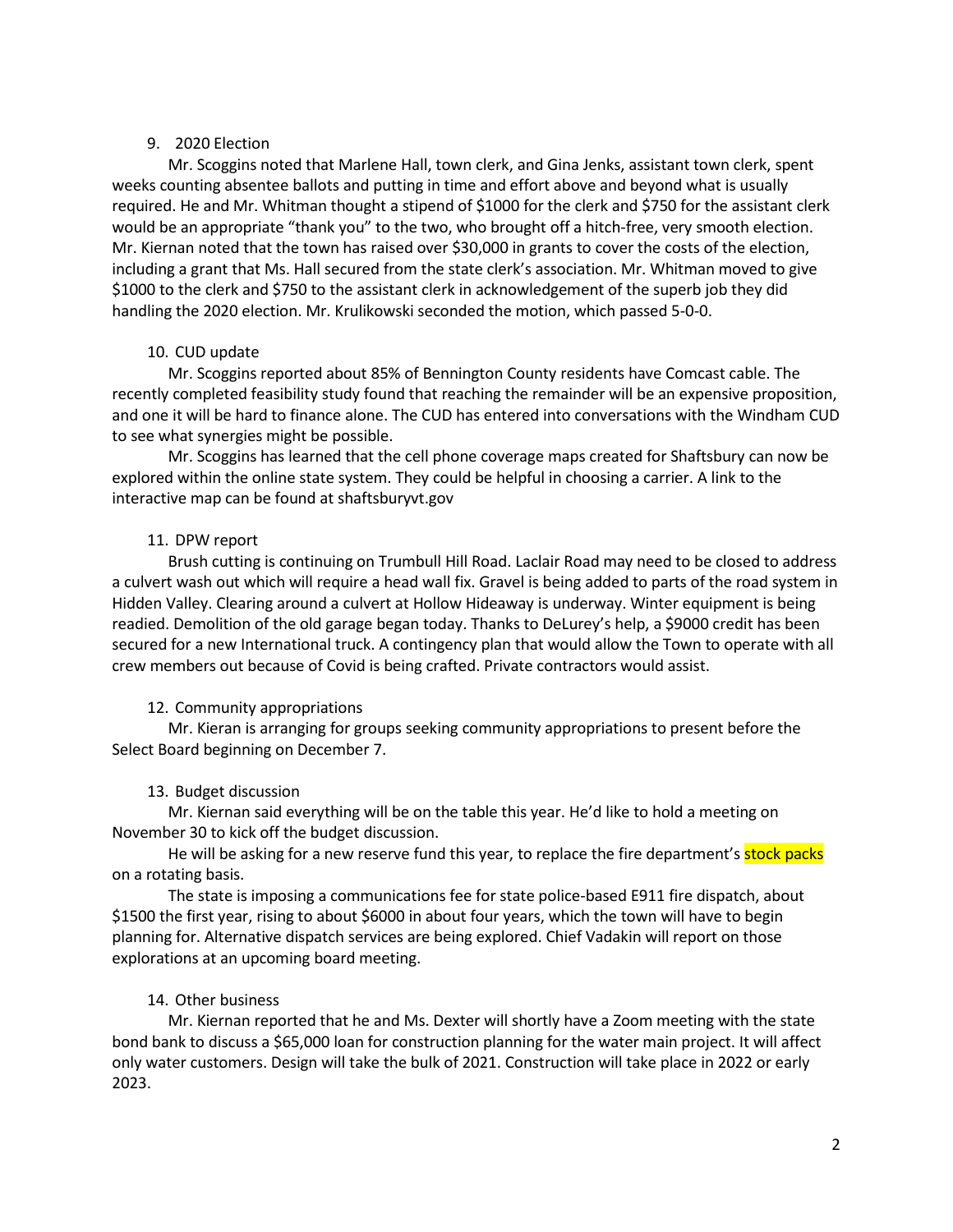9. 2020 Election

Mr. Scoggins noted that Marlene Hall, town clerk, and Gina Jenks, assistant town clerk, spent weeks counting absentee ballots and putting in time and effort above and beyond what is usually required. He and Mr. Whitman thought a stipend of $1000 for the clerk and $750 for the assistant clerk would be an appropriate "thank you" to the two, who brought off a hitch-free, very smooth election. Mr. Kiernan noted that the town has raised over $30,000 in grants to cover the costs of the election, including a grant that Ms. Hall secured from the state clerk's association. Mr. Whitman moved to give $1000 to the clerk and $750 to the assistant clerk in acknowledgement of the superb job they did handling the 2020 election. Mr. Krulikowski seconded the motion, which passed 5-0-0.

10. CUD update

Mr. Scoggins reported about 85% of Bennington County residents have Comcast cable. The recently completed feasibility study found that reaching the remainder will be an expensive proposition, and one it will be hard to finance alone. The CUD has entered into conversations with the Windham CUD to see what synergies might be possible.

Mr. Scoggins has learned that the cell phone coverage maps created for Shaftsbury can now be explored within the online state system. They could be helpful in choosing a carrier. A link to the interactive map can be found at shaftsburyvt.gov

11. DPW report

Brush cutting is continuing on Trumbull Hill Road. Laclair Road may need to be closed to address a culvert wash out which will require a head wall fix. Gravel is being added to parts of the road system in Hidden Valley. Clearing around a culvert at Hollow Hideaway is underway. Winter equipment is being readied. Demolition of the old garage began today. Thanks to DeLurey's help, a $9000 credit has been secured for a new International truck. A contingency plan that would allow the Town to operate with all crew members out because of Covid is being crafted. Private contractors would assist.

12. Community appropriations

Mr. Kieran is arranging for groups seeking community appropriations to present before the Select Board beginning on December 7.

13. Budget discussion

Mr. Kiernan said everything will be on the table this year. He'd like to hold a meeting on November 30 to kick off the budget discussion.

He will be asking for a new reserve fund this year, to replace the fire department's stock packs on a rotating basis.

The state is imposing a communications fee for state police-based E911 fire dispatch, about $1500 the first year, rising to about $6000 in about four years, which the town will have to begin planning for. Alternative dispatch services are being explored. Chief Vadakin will report on those explorations at an upcoming board meeting.

14. Other business

Mr. Kiernan reported that he and Ms. Dexter will shortly have a Zoom meeting with the state bond bank to discuss a $65,000 loan for construction planning for the water main project. It will affect only water customers. Design will take the bulk of 2021. Construction will take place in 2022 or early 2023.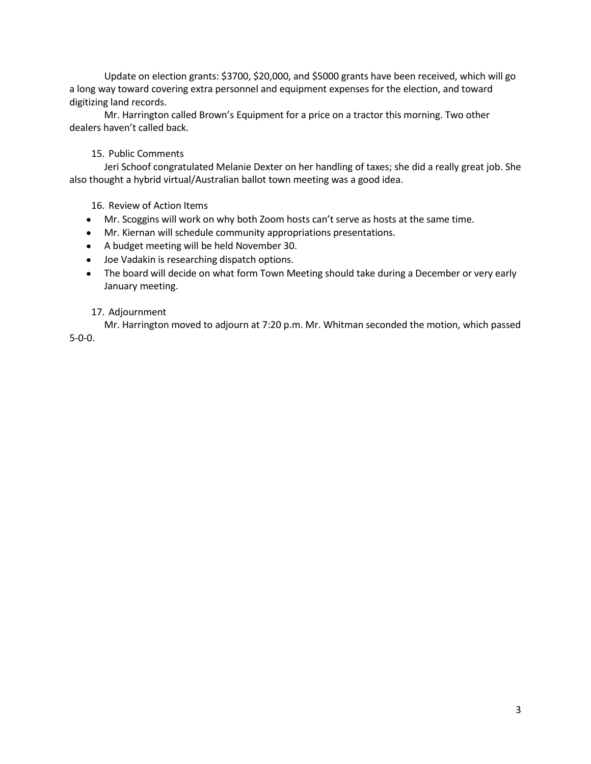Update on election grants: $3700, $20,000, and $5000 grants have been received, which will go a long way toward covering extra personnel and equipment expenses for the election, and toward digitizing land records.

Mr. Harrington called Brown's Equipment for a price on a tractor this morning. Two other dealers haven't called back.

15. Public Comments

Jeri Schoof congratulated Melanie Dexter on her handling of taxes; she did a really great job. She also thought a hybrid virtual/Australian ballot town meeting was a good idea.

16. Review of Action Items

- Mr. Scoggins will work on why both Zoom hosts can't serve as hosts at the same time.
- Mr. Kiernan will schedule community appropriations presentations.
- A budget meeting will be held November 30.
- Joe Vadakin is researching dispatch options.
- The board will decide on what form Town Meeting should take during a December or very early January meeting.

17. Adjournment

Mr. Harrington moved to adjourn at 7:20 p.m. Mr. Whitman seconded the motion, which passed 5-0-0.